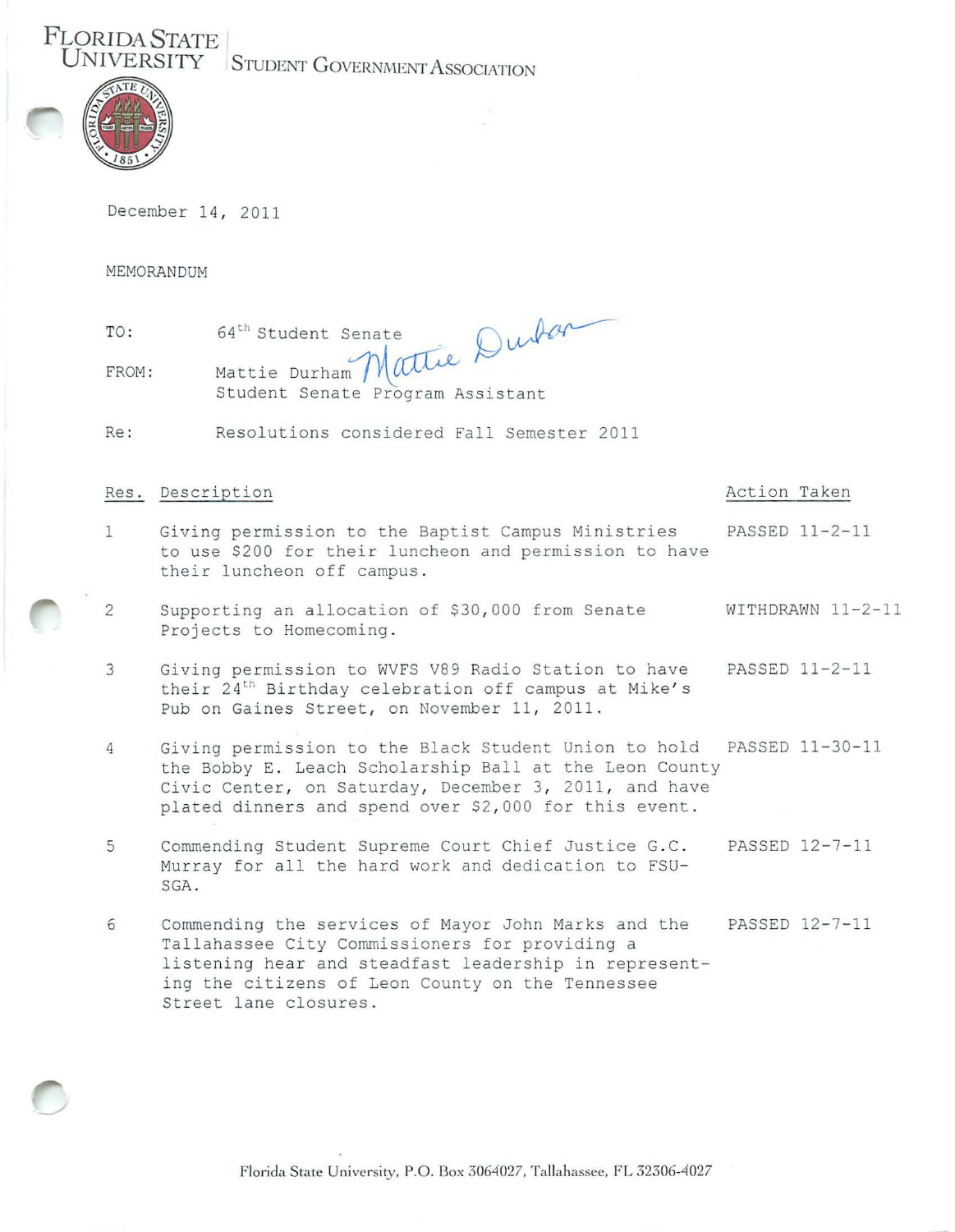FLORIDA STATE UNIVERSITY | STUDENT GOVERNMENT ASSOCIATION

December 14, 2011

MEMORANDUM

TO: 64th Student Senate

FROM: Mattie Durham
Student Senate Program Assistant

Re: Resolutions considered Fall Semester 2011

| Res. | Description | Action Taken |
|---|---|---|
| 1 | Giving permission to the Baptist Campus Ministries to use $200 for their luncheon and permission to have their luncheon off campus. | PASSED 11-2-11 |
| 2 | Supporting an allocation of $30,000 from Senate Projects to Homecoming. | WITHDRAWN 11-2-11 |
| 3 | Giving permission to WVFS V89 Radio Station to have their 24th Birthday celebration off campus at Mike's Pub on Gaines Street, on November 11, 2011. | PASSED 11-2-11 |
| 4 | Giving permission to the Black Student Union to hold the Bobby E. Leach Scholarship Ball at the Leon County Civic Center, on Saturday, December 3, 2011, and have plated dinners and spend over $2,000 for this event. | PASSED 11-30-11 |
| 5 | Commending Student Supreme Court Chief Justice G.C. Murray for all the hard work and dedication to FSU-SGA. | PASSED 12-7-11 |
| 6 | Commending the services of Mayor John Marks and the Tallahassee City Commissioners for providing a listening hear and steadfast leadership in representing the citizens of Leon County on the Tennessee Street lane closures. | PASSED 12-7-11 |

Florida State University, P.O. Box 3064027, Tallahassee, FL 32306-4027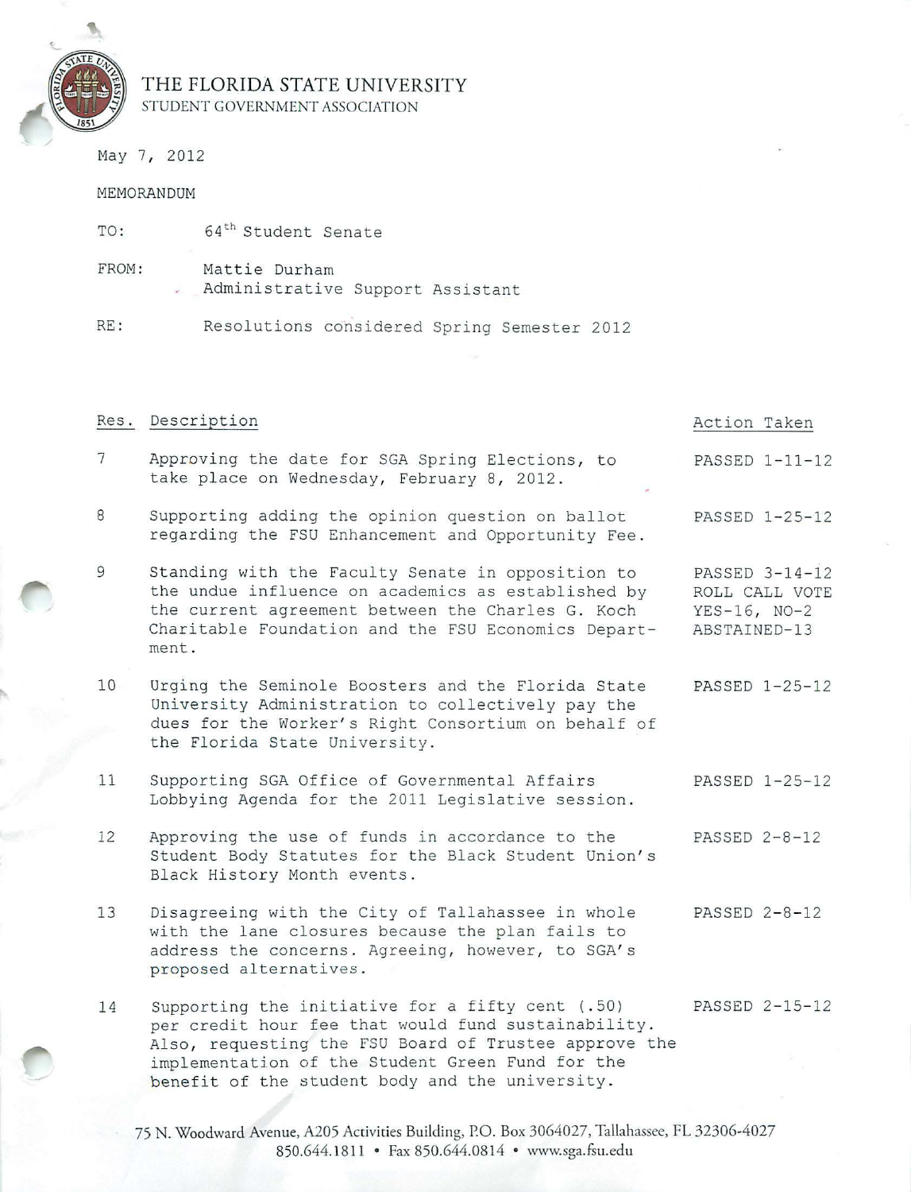# THE FLORIDA STATE UNIVERSITY

STUDENT GOVERNMENT ASSOCIATION

May 7, 2012

MEMORANDUM

TO: 64th Student Senate

FROM: Mattie Durham
Administrative Support Assistant

RE: Resolutions considered Spring Semester 2012

| Res. | Description | Action Taken |
|---|---|---|
| 7 | Approving the date for SGA Spring Elections, to take place on Wednesday, February 8, 2012. | PASSED 1-11-12 |
| 8 | Supporting adding the opinion question on ballot regarding the FSU Enhancement and Opportunity Fee. | PASSED 1-25-12 |
| 9 | Standing with the Faculty Senate in opposition to the undue influence on academics as established by the current agreement between the Charles G. Koch Charitable Foundation and the FSU Economics Department. | PASSED 3-14-12 ROLL CALL VOTE YES-16, NO-2 ABSTAINED-13 |
| 10 | Urging the Seminole Boosters and the Florida State University Administration to collectively pay the dues for the Worker's Right Consortium on behalf of the Florida State University. | PASSED 1-25-12 |
| 11 | Supporting SGA Office of Governmental Affairs Lobbying Agenda for the 2011 Legislative session. | PASSED 1-25-12 |
| 12 | Approving the use of funds in accordance to the Student Body Statutes for the Black Student Union's Black History Month events. | PASSED 2-8-12 |
| 13 | Disagreeing with the City of Tallahassee in whole with the lane closures because the plan fails to address the concerns. Agreeing, however, to SGA's proposed alternatives. | PASSED 2-8-12 |
| 14 | Supporting the initiative for a fifty cent (.50) per credit hour fee that would fund sustainability. Also, requesting the FSU Board of Trustee approve the implementation of the Student Green Fund for the benefit of the student body and the university. | PASSED 2-15-12 |

75 N. Woodward Avenue, A205 Activities Building, P.O. Box 3064027, Tallahassee, FL 32306-4027
850.644.1811 • Fax 850.644.0814 • www.sga.fsu.edu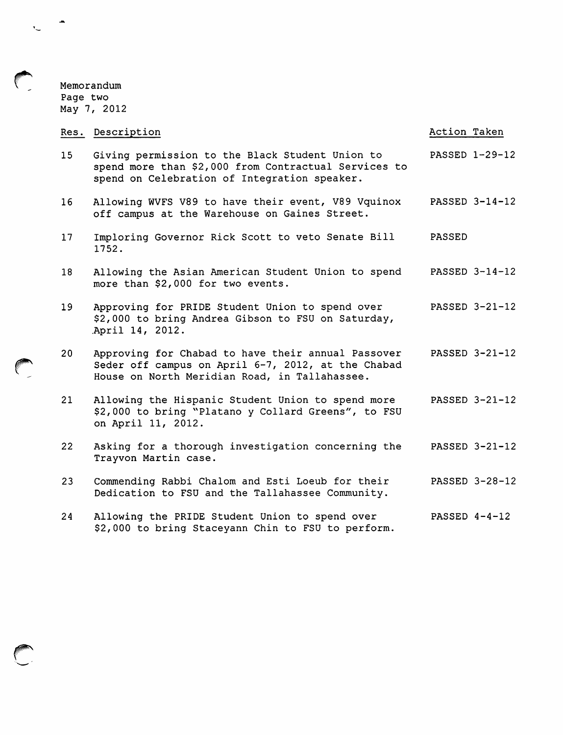Memorandum
Page two
May 7, 2012

| Res. | Description | Action Taken |
| --- | --- | --- |
| 15 | Giving permission to the Black Student Union to spend more than $2,000 from Contractual Services to spend on Celebration of Integration speaker. | PASSED 1-29-12 |
| 16 | Allowing WVFS V89 to have their event, V89 Vquinox off campus at the Warehouse on Gaines Street. | PASSED 3-14-12 |
| 17 | Imploring Governor Rick Scott to veto Senate Bill 1752. | PASSED |
| 18 | Allowing the Asian American Student Union to spend more than $2,000 for two events. | PASSED 3-14-12 |
| 19 | Approving for PRIDE Student Union to spend over $2,000 to bring Andrea Gibson to FSU on Saturday, April 14, 2012. | PASSED 3-21-12 |
| 20 | Approving for Chabad to have their annual Passover Seder off campus on April 6-7, 2012, at the Chabad House on North Meridian Road, in Tallahassee. | PASSED 3-21-12 |
| 21 | Allowing the Hispanic Student Union to spend more $2,000 to bring "Platano y Collard Greens", to FSU on April 11, 2012. | PASSED 3-21-12 |
| 22 | Asking for a thorough investigation concerning the Trayvon Martin case. | PASSED 3-21-12 |
| 23 | Commending Rabbi Chalom and Esti Loeub for their Dedication to FSU and the Tallahassee Community. | PASSED 3-28-12 |
| 24 | Allowing the PRIDE Student Union to spend over $2,000 to bring Staceyann Chin to FSU to perform. | PASSED 4-4-12 |